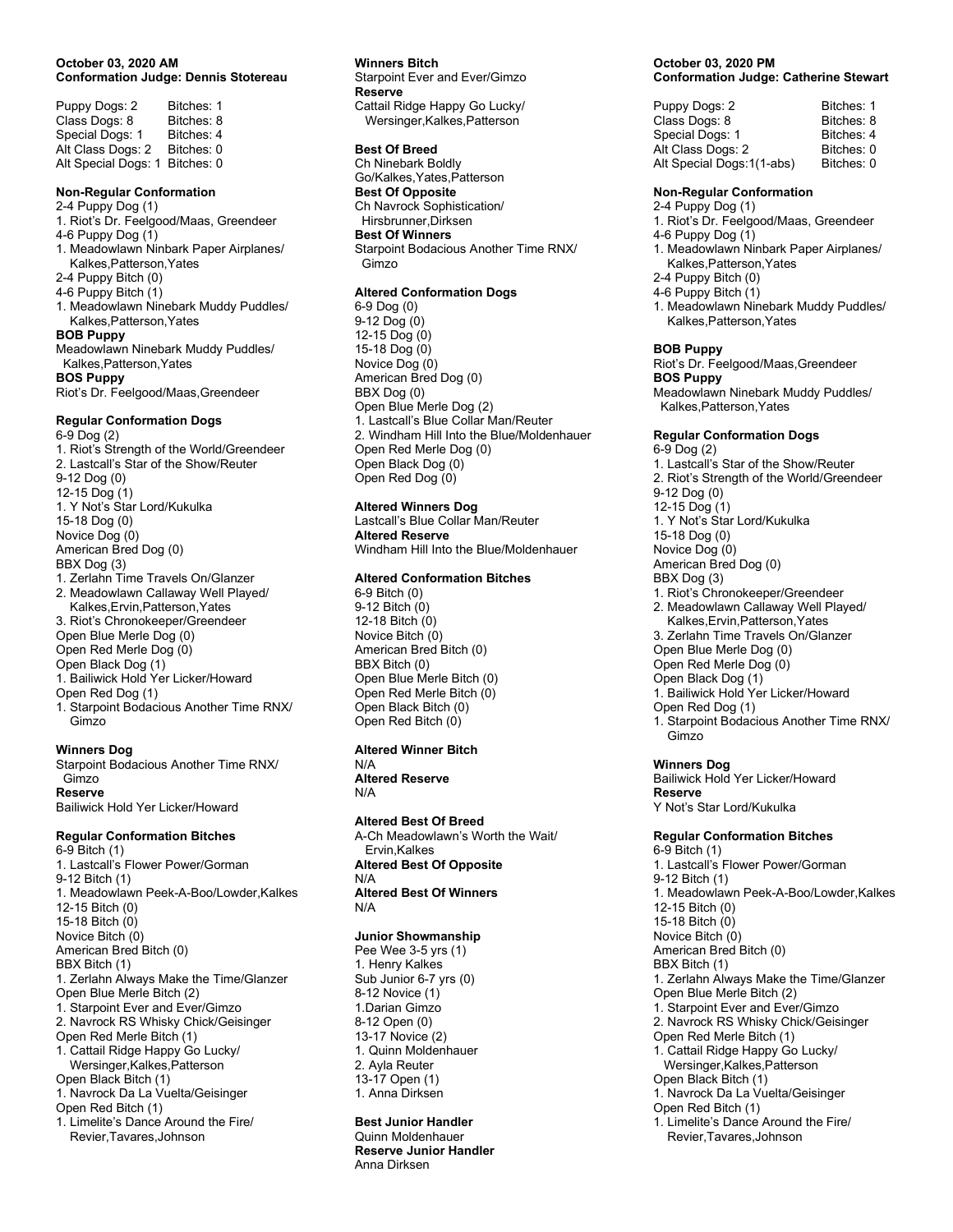**October 03, 2020 AM**
**Conformation Judge: Dennis Stotereau**

| | |
|---|---|
| Puppy Dogs: 2 | Bitches: 1 |
| Class Dogs: 8 | Bitches: 8 |
| Special Dogs: 1 | Bitches: 4 |
| Alt Class Dogs: 2 | Bitches: 0 |
| Alt Special Dogs: 1 | Bitches: 0 |

**Non-Regular Conformation**

2-4 Puppy Dog (1)
1. Riot's Dr. Feelgood/Maas, Greendeer

4-6 Puppy Dog (1)
1. Meadowlawn Ninbark Paper Airplanes/ Kalkes,Patterson,Yates

2-4 Puppy Bitch (0)

4-6 Puppy Bitch (1)
1. Meadowlawn Ninebark Muddy Puddles/ Kalkes,Patterson,Yates

**BOB Puppy**
Meadowlawn Ninebark Muddy Puddles/ Kalkes,Patterson,Yates
**BOS Puppy**
Riot's Dr. Feelgood/Maas,Greendeer

**Regular Conformation Dogs**

6-9 Dog (2)
1. Riot's Strength of the World/Greendeer
2. Lastcall's Star of the Show/Reuter

9-12 Dog (0)

12-15 Dog (1)
1. Y Not's Star Lord/Kukulka

15-18 Dog (0)
Novice Dog (0)
American Bred Dog (0)

BBX Dog (3)
1. Zerlahn Time Travels On/Glanzer
2. Meadowlawn Callaway Well Played/ Kalkes,Ervin,Patterson,Yates
3. Riot's Chronokeeper/Greendeer

Open Blue Merle Dog (0)
Open Red Merle Dog (0)

Open Black Dog (1)
1. Bailiwick Hold Yer Licker/Howard

Open Red Dog (1)
1. Starpoint Bodacious Another Time RNX/ Gimzo

**Winners Dog**
Starpoint Bodacious Another Time RNX/ Gimzo
**Reserve**
Bailiwick Hold Yer Licker/Howard

**Regular Conformation Bitches**

6-9 Bitch (1)
1. Lastcall's Flower Power/Gorman

9-12 Bitch (1)
1. Meadowlawn Peek-A-Boo/Lowder,Kalkes

12-15 Bitch (0)
15-18 Bitch (0)
Novice Bitch (0)
American Bred Bitch (0)

BBX Bitch (1)
1. Zerlahn Always Make the Time/Glanzer

Open Blue Merle Bitch (2)
1. Starpoint Ever and Ever/Gimzo
2. Navrock RS Whisky Chick/Geisinger

Open Red Merle Bitch (1)
1. Cattail Ridge Happy Go Lucky/ Wersinger,Kalkes,Patterson

Open Black Bitch (1)
1. Navrock Da La Vuelta/Geisinger

Open Red Bitch (1)
1. Limelite's Dance Around the Fire/ Revier,Tavares,Johnson

**Winners Bitch**
Starpoint Ever and Ever/Gimzo
**Reserve**
Cattail Ridge Happy Go Lucky/ Wersinger,Kalkes,Patterson

**Best Of Breed**
Ch Ninebark Boldly Go/Kalkes,Yates,Patterson
**Best Of Opposite**
Ch Navrock Sophistication/ Hirsbrunner,Dirksen
**Best Of Winners**
Starpoint Bodacious Another Time RNX/ Gimzo

**Altered Conformation Dogs**

6-9 Dog (0)
9-12 Dog (0)
12-15 Dog (0)
15-18 Dog (0)
Novice Dog (0)
American Bred Dog (0)
BBX Dog (0)

Open Blue Merle Dog (2)
1. Lastcall's Blue Collar Man/Reuter
2. Windham Hill Into the Blue/Moldenhauer

Open Red Merle Dog (0)
Open Black Dog (0)
Open Red Dog (0)

**Altered Winners Dog**
Lastcall's Blue Collar Man/Reuter
**Altered Reserve**
Windham Hill Into the Blue/Moldenhauer

**Altered Conformation Bitches**

6-9 Bitch (0)
9-12 Bitch (0)
12-18 Bitch (0)
Novice Bitch (0)
American Bred Bitch (0)
BBX Bitch (0)
Open Blue Merle Bitch (0)
Open Red Merle Bitch (0)
Open Black Bitch (0)
Open Red Bitch (0)

**Altered Winner Bitch**
N/A
**Altered Reserve**
N/A

**Altered Best Of Breed**
A-Ch Meadowlawn's Worth the Wait/ Ervin,Kalkes
**Altered Best Of Opposite**
N/A
**Altered Best Of Winners**
N/A

**Junior Showmanship**

Pee Wee 3-5 yrs (1)
1. Henry Kalkes

Sub Junior 6-7 yrs (0)

8-12 Novice (1)
1. Darian Gimzo

8-12 Open (0)

13-17 Novice (2)
1. Quinn Moldenhauer
2. Ayla Reuter

13-17 Open (1)
1. Anna Dirksen

**Best Junior Handler**
Quinn Moldenhauer
**Reserve Junior Handler**
Anna Dirksen

**October 03, 2020 PM**
**Conformation Judge: Catherine Stewart**

| | |
|---|---|
| Puppy Dogs: 2 | Bitches: 1 |
| Class Dogs: 8 | Bitches: 8 |
| Special Dogs: 1 | Bitches: 4 |
| Alt Class Dogs: 2 | Bitches: 0 |
| Alt Special Dogs:1(1-abs) | Bitches: 0 |

**Non-Regular Conformation**

2-4 Puppy Dog (1)
1. Riot's Dr. Feelgood/Maas, Greendeer

4-6 Puppy Dog (1)
1. Meadowlawn Ninbark Paper Airplanes/ Kalkes,Patterson,Yates

2-4 Puppy Bitch (0)

4-6 Puppy Bitch (1)
1. Meadowlawn Ninebark Muddy Puddles/ Kalkes,Patterson,Yates

**BOB Puppy**
Riot's Dr. Feelgood/Maas,Greendeer
**BOS Puppy**
Meadowlawn Ninebark Muddy Puddles/ Kalkes,Patterson,Yates

**Regular Conformation Dogs**

6-9 Dog (2)
1. Lastcall's Star of the Show/Reuter
2. Riot's Strength of the World/Greendeer

9-12 Dog (0)

12-15 Dog (1)
1. Y Not's Star Lord/Kukulka

15-18 Dog (0)
Novice Dog (0)
American Bred Dog (0)

BBX Dog (3)
1. Riot's Chronokeeper/Greendeer
2. Meadowlawn Callaway Well Played/ Kalkes,Ervin,Patterson,Yates
3. Zerlahn Time Travels On/Glanzer

Open Blue Merle Dog (0)
Open Red Merle Dog (0)

Open Black Dog (1)
1. Bailiwick Hold Yer Licker/Howard

Open Red Dog (1)
1. Starpoint Bodacious Another Time RNX/ Gimzo

**Winners Dog**
Bailiwick Hold Yer Licker/Howard
**Reserve**
Y Not's Star Lord/Kukulka

**Regular Conformation Bitches**

6-9 Bitch (1)
1. Lastcall's Flower Power/Gorman

9-12 Bitch (1)
1. Meadowlawn Peek-A-Boo/Lowder,Kalkes

12-15 Bitch (0)
15-18 Bitch (0)
Novice Bitch (0)
American Bred Bitch (0)

BBX Bitch (1)
1. Zerlahn Always Make the Time/Glanzer

Open Blue Merle Bitch (2)
1. Starpoint Ever and Ever/Gimzo
2. Navrock RS Whisky Chick/Geisinger

Open Red Merle Bitch (1)
1. Cattail Ridge Happy Go Lucky/ Wersinger,Kalkes,Patterson

Open Black Bitch (1)
1. Navrock Da La Vuelta/Geisinger

Open Red Bitch (1)
1. Limelite's Dance Around the Fire/ Revier,Tavares,Johnson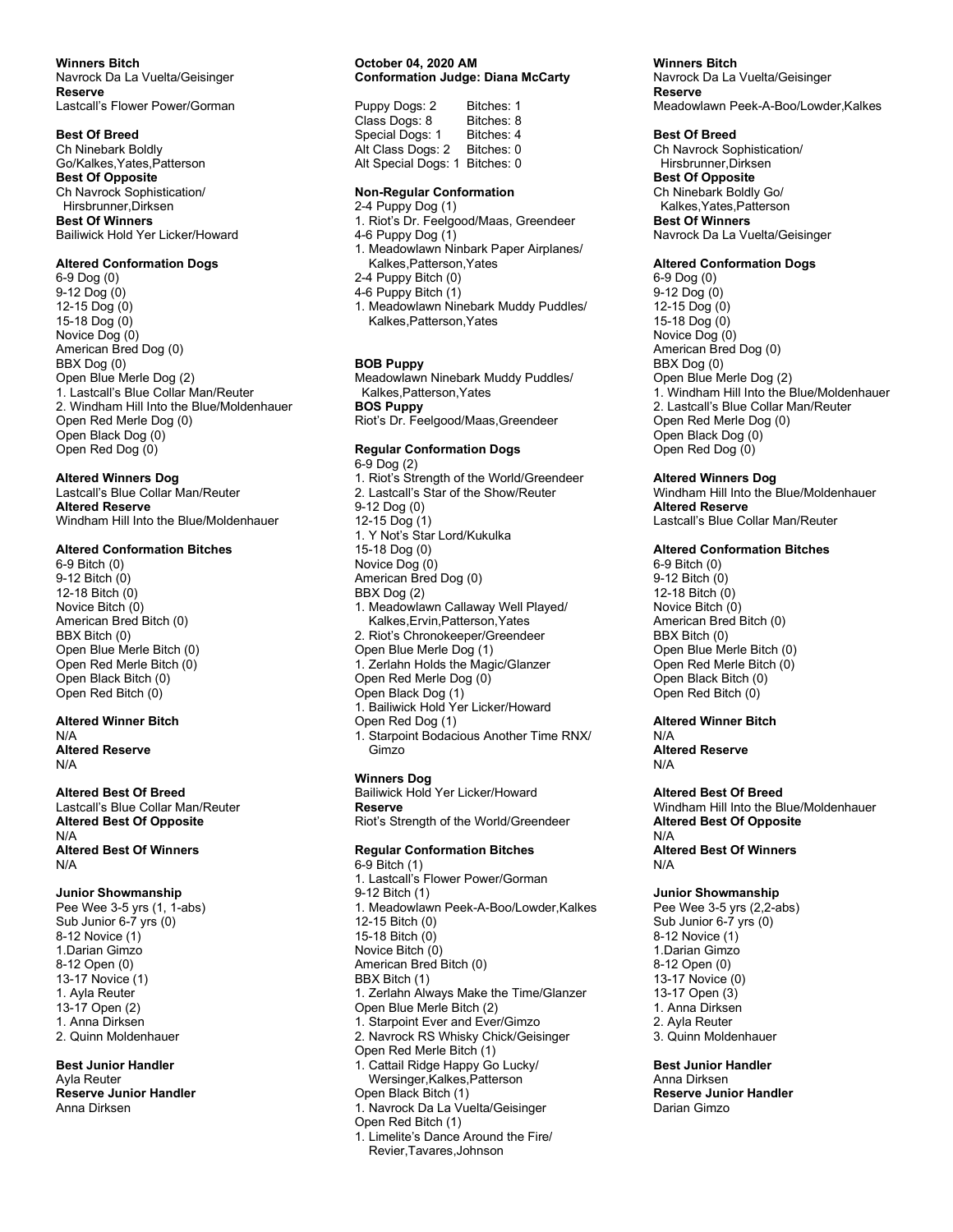**Winners Bitch**
Navrock Da La Vuelta/Geisinger
**Reserve**
Lastcall's Flower Power/Gorman

**Best Of Breed**
Ch Ninebark Boldly Go/Kalkes,Yates,Patterson
**Best Of Opposite**
Ch Navrock Sophistication/ Hirsbrunner,Dirksen
**Best Of Winners**
Bailiwick Hold Yer Licker/Howard

**Altered Conformation Dogs**
6-9 Dog (0)
9-12 Dog (0)
12-15 Dog (0)
15-18 Dog (0)
Novice Dog (0)
American Bred Dog (0)
BBX Dog (0)
Open Blue Merle Dog (2)
1. Lastcall's Blue Collar Man/Reuter
2. Windham Hill Into the Blue/Moldenhauer
Open Red Merle Dog (0)
Open Black Dog (0)
Open Red Dog (0)

**Altered Winners Dog**
Lastcall's Blue Collar Man/Reuter
**Altered Reserve**
Windham Hill Into the Blue/Moldenhauer

**Altered Conformation Bitches**
6-9 Bitch (0)
9-12 Bitch (0)
12-18 Bitch (0)
Novice Bitch (0)
American Bred Bitch (0)
BBX Bitch (0)
Open Blue Merle Bitch (0)
Open Red Merle Bitch (0)
Open Black Bitch (0)
Open Red Bitch (0)

**Altered Winner Bitch**
N/A
**Altered Reserve**
N/A

**Altered Best Of Breed**
Lastcall's Blue Collar Man/Reuter
**Altered Best Of Opposite**
N/A
**Altered Best Of Winners**
N/A

**Junior Showmanship**
Pee Wee 3-5 yrs (1, 1-abs)
Sub Junior 6-7 yrs (0)
8-12 Novice (1)
1.Darian Gimzo
8-12 Open (0)
13-17 Novice (1)
1. Ayla Reuter
13-17 Open (2)
1. Anna Dirksen
2. Quinn Moldenhauer

**Best Junior Handler**
Ayla Reuter
**Reserve Junior Handler**
Anna Dirksen

**October 04, 2020 AM**
**Conformation Judge: Diana McCarty**

| | |
|---|---|
| Puppy Dogs: 2 | Bitches: 1 |
| Class Dogs: 8 | Bitches: 8 |
| Special Dogs: 1 | Bitches: 4 |
| Alt Class Dogs: 2 | Bitches: 0 |
| Alt Special Dogs: 1 | Bitches: 0 |

**Non-Regular Conformation**
2-4 Puppy Dog (1)
1. Riot's Dr. Feelgood/Maas, Greendeer
4-6 Puppy Dog (1)
1. Meadowlawn Ninbark Paper Airplanes/ Kalkes,Patterson,Yates
2-4 Puppy Bitch (0)
4-6 Puppy Bitch (1)
1. Meadowlawn Ninebark Muddy Puddles/ Kalkes,Patterson,Yates

**BOB Puppy**
Meadowlawn Ninebark Muddy Puddles/ Kalkes,Patterson,Yates
**BOS Puppy**
Riot's Dr. Feelgood/Maas,Greendeer

**Regular Conformation Dogs**
6-9 Dog (2)
1. Riot's Strength of the World/Greendeer
2. Lastcall's Star of the Show/Reuter
9-12 Dog (0)
12-15 Dog (1)
1. Y Not's Star Lord/Kukulka
15-18 Dog (0)
Novice Dog (0)
American Bred Dog (0)
BBX Dog (2)
1. Meadowlawn Callaway Well Played/ Kalkes,Ervin,Patterson,Yates
2. Riot's Chronokeeper/Greendeer
Open Blue Merle Dog (1)
1. Zerlahn Holds the Magic/Glanzer
Open Red Merle Dog (0)
Open Black Dog (1)
1. Bailiwick Hold Yer Licker/Howard
Open Red Dog (1)
1. Starpoint Bodacious Another Time RNX/ Gimzo

**Winners Dog**
Bailiwick Hold Yer Licker/Howard
**Reserve**
Riot's Strength of the World/Greendeer

**Regular Conformation Bitches**
6-9 Bitch (1)
1. Lastcall's Flower Power/Gorman
9-12 Bitch (1)
1. Meadowlawn Peek-A-Boo/Lowder,Kalkes
12-15 Bitch (0)
15-18 Bitch (0)
Novice Bitch (0)
American Bred Bitch (0)
BBX Bitch (1)
1. Zerlahn Always Make the Time/Glanzer
Open Blue Merle Bitch (2)
1. Starpoint Ever and Ever/Gimzo
2. Navrock RS Whisky Chick/Geisinger
Open Red Merle Bitch (1)
1. Cattail Ridge Happy Go Lucky/ Wersinger,Kalkes,Patterson
Open Black Bitch (1)
1. Navrock Da La Vuelta/Geisinger
Open Red Bitch (1)
1. Limelite's Dance Around the Fire/ Revier,Tavares,Johnson

**Winners Bitch**
Navrock Da La Vuelta/Geisinger
**Reserve**
Meadowlawn Peek-A-Boo/Lowder,Kalkes

**Best Of Breed**
Ch Navrock Sophistication/ Hirsbrunner,Dirksen
**Best Of Opposite**
Ch Ninebark Boldly Go/ Kalkes,Yates,Patterson
**Best Of Winners**
Navrock Da La Vuelta/Geisinger

**Altered Conformation Dogs**
6-9 Dog (0)
9-12 Dog (0)
12-15 Dog (0)
15-18 Dog (0)
Novice Dog (0)
American Bred Dog (0)
BBX Dog (0)
Open Blue Merle Dog (2)
1. Windham Hill Into the Blue/Moldenhauer
2. Lastcall's Blue Collar Man/Reuter
Open Red Merle Dog (0)
Open Black Dog (0)
Open Red Dog (0)

**Altered Winners Dog**
Windham Hill Into the Blue/Moldenhauer
**Altered Reserve**
Lastcall's Blue Collar Man/Reuter

**Altered Conformation Bitches**
6-9 Bitch (0)
9-12 Bitch (0)
12-18 Bitch (0)
Novice Bitch (0)
American Bred Bitch (0)
BBX Bitch (0)
Open Blue Merle Bitch (0)
Open Red Merle Bitch (0)
Open Black Bitch (0)
Open Red Bitch (0)

**Altered Winner Bitch**
N/A
**Altered Reserve**
N/A

**Altered Best Of Breed**
Windham Hill Into the Blue/Moldenhauer
**Altered Best Of Opposite**
N/A
**Altered Best Of Winners**
N/A

**Junior Showmanship**
Pee Wee 3-5 yrs (2,2-abs)
Sub Junior 6-7 yrs (0)
8-12 Novice (1)
1.Darian Gimzo
8-12 Open (0)
13-17 Novice (0)
13-17 Open (3)
1. Anna Dirksen
2. Ayla Reuter
3. Quinn Moldenhauer

**Best Junior Handler**
Anna Dirksen
**Reserve Junior Handler**
Darian Gimzo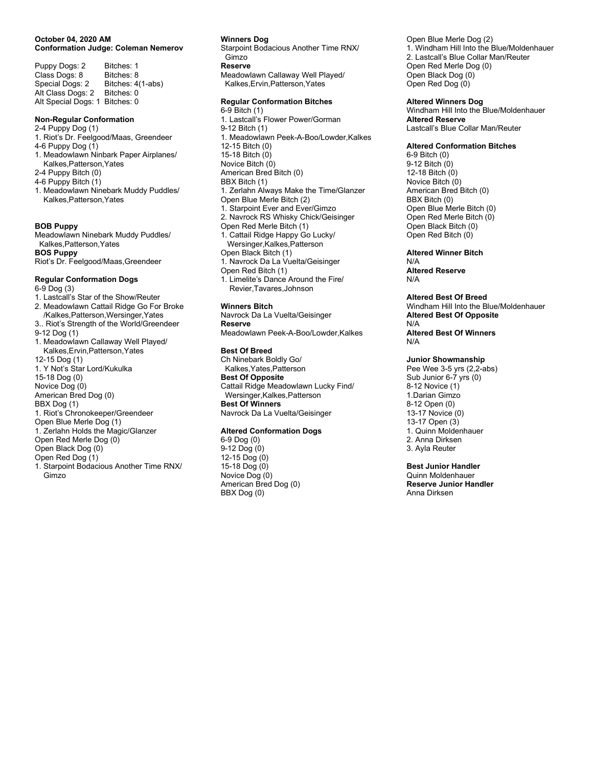**October 04, 2020 AM**
**Conformation Judge: Coleman Nemerov**

| | |
|---|---|
| Puppy Dogs: 2 | Bitches: 1 |
| Class Dogs: 8 | Bitches: 8 |
| Special Dogs: 2 | Bitches: 4(1-abs) |
| Alt Class Dogs: 2 | Bitches: 0 |
| Alt Special Dogs: 1 | Bitches: 0 |

**Non-Regular Conformation**

2-4 Puppy Dog (1)
1. Riot's Dr. Feelgood/Maas, Greendeer

4-6 Puppy Dog (1)
1. Meadowlawn Ninbark Paper Airplanes/ Kalkes,Patterson,Yates

2-4 Puppy Bitch (0)

4-6 Puppy Bitch (1)
1. Meadowlawn Ninebark Muddy Puddles/ Kalkes,Patterson,Yates

**BOB Puppy**
Meadowlawn Ninebark Muddy Puddles/ Kalkes,Patterson,Yates
**BOS Puppy**
Riot's Dr. Feelgood/Maas,Greendeer

**Regular Conformation Dogs**

6-9 Dog (3)
1. Lastcall's Star of the Show/Reuter
2. Meadowlawn Cattail Ridge Go For Broke /Kalkes,Patterson,Wersinger,Yates
3.. Riot's Strength of the World/Greendeer

9-12 Dog (1)
1. Meadowlawn Callaway Well Played/ Kalkes,Ervin,Patterson,Yates

12-15 Dog (1)
1. Y Not's Star Lord/Kukulka

15-18 Dog (0)

Novice Dog (0)

American Bred Dog (0)

BBX Dog (1)
1. Riot's Chronokeeper/Greendeer

Open Blue Merle Dog (1)
1. Zerlahn Holds the Magic/Glanzer

Open Red Merle Dog (0)

Open Black Dog (0)

Open Red Dog (1)
1. Starpoint Bodacious Another Time RNX/ Gimzo

**Winners Dog**
Starpoint Bodacious Another Time RNX/ Gimzo
**Reserve**
Meadowlawn Callaway Well Played/ Kalkes,Ervin,Patterson,Yates

**Regular Conformation Bitches**

6-9 Bitch (1)
1. Lastcall's Flower Power/Gorman

9-12 Bitch (1)
1. Meadowlawn Peek-A-Boo/Lowder,Kalkes

12-15 Bitch (0)

15-18 Bitch (0)

Novice Bitch (0)

American Bred Bitch (0)

BBX Bitch (1)
1. Zerlahn Always Make the Time/Glanzer

Open Blue Merle Bitch (2)
1. Starpoint Ever and Ever/Gimzo
2. Navrock RS Whisky Chick/Geisinger

Open Red Merle Bitch (1)
1. Cattail Ridge Happy Go Lucky/ Wersinger,Kalkes,Patterson

Open Black Bitch (1)
1. Navrock Da La Vuelta/Geisinger

Open Red Bitch (1)
1. Limelite's Dance Around the Fire/ Revier,Tavares,Johnson

**Winners Bitch**
Navrock Da La Vuelta/Geisinger
**Reserve**
Meadowlawn Peek-A-Boo/Lowder,Kalkes

**Best Of Breed**
Ch Ninebark Boldly Go/ Kalkes,Yates,Patterson
**Best Of Opposite**
Cattail Ridge Meadowlawn Lucky Find/ Wersinger,Kalkes,Patterson
**Best Of Winners**
Navrock Da La Vuelta/Geisinger

**Altered Conformation Dogs**

6-9 Dog (0)

9-12 Dog (0)

12-15 Dog (0)

15-18 Dog (0)

Novice Dog (0)

American Bred Dog (0)

BBX Dog (0)

Open Blue Merle Dog (2)
1. Windham Hill Into the Blue/Moldenhauer
2. Lastcall's Blue Collar Man/Reuter

Open Red Merle Dog (0)

Open Black Dog (0)

Open Red Dog (0)

**Altered Winners Dog**
Windham Hill Into the Blue/Moldenhauer
**Altered Reserve**
Lastcall's Blue Collar Man/Reuter

**Altered Conformation Bitches**

6-9 Bitch (0)

9-12 Bitch (0)

12-18 Bitch (0)

Novice Bitch (0)

American Bred Bitch (0)

BBX Bitch (0)

Open Blue Merle Bitch (0)

Open Red Merle Bitch (0)

Open Black Bitch (0)

Open Red Bitch (0)

**Altered Winner Bitch**
N/A
**Altered Reserve**
N/A

**Altered Best Of Breed**
Windham Hill Into the Blue/Moldenhauer
**Altered Best Of Opposite**
N/A
**Altered Best Of Winners**
N/A

**Junior Showmanship**

Pee Wee 3-5 yrs (2,2-abs)

Sub Junior 6-7 yrs (0)

8-12 Novice (1)
1.Darian Gimzo

8-12 Open (0)

13-17 Novice (0)

13-17 Open (3)
1. Quinn Moldenhauer
2. Anna Dirksen
3. Ayla Reuter

**Best Junior Handler**
Quinn Moldenhauer
**Reserve Junior Handler**
Anna Dirksen